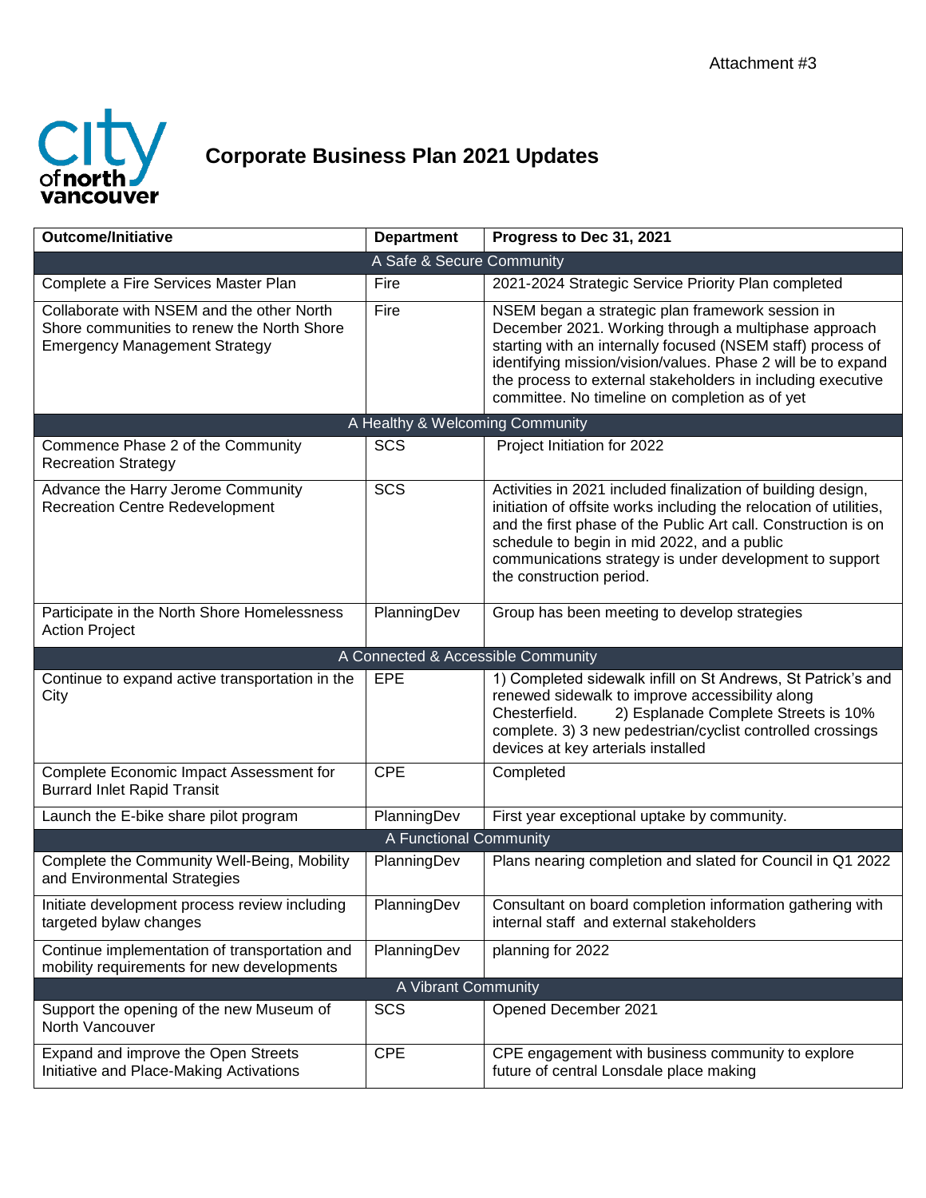Attachment #3

# Corporate Business Plan 2021 Updates

| Outcome/Initiative | Department | Progress to Dec 31, 2021 |
|---|---|---|
| **A Safe & Secure Community** | | |
| Complete a Fire Services Master Plan | Fire | 2021-2024 Strategic Service Priority Plan completed |
| Collaborate with NSEM and the other North Shore communities to renew the North Shore Emergency Management Strategy | Fire | NSEM began a strategic plan framework session in December 2021. Working through a multiphase approach starting with an internally focused (NSEM staff) process of identifying mission/vision/values. Phase 2 will be to expand the process to external stakeholders in including executive committee. No timeline on completion as of yet |
| **A Healthy & Welcoming Community** | | |
| Commence Phase 2 of the Community Recreation Strategy | SCS | Project Initiation for 2022 |
| Advance the Harry Jerome Community Recreation Centre Redevelopment | SCS | Activities in 2021 included finalization of building design, initiation of offsite works including the relocation of utilities, and the first phase of the Public Art call. Construction is on schedule to begin in mid 2022, and a public communications strategy is under development to support the construction period. |
| Participate in the North Shore Homelessness Action Project | PlanningDev | Group has been meeting to develop strategies |
| **A Connected & Accessible Community** | | |
| Continue to expand active transportation in the City | EPE | 1) Completed sidewalk infill on St Andrews, St Patrick's and renewed sidewalk to improve accessibility along Chesterfield. 2) Esplanade Complete Streets is 10% complete. 3) 3 new pedestrian/cyclist controlled crossings devices at key arterials installed |
| Complete Economic Impact Assessment for Burrard Inlet Rapid Transit | CPE | Completed |
| Launch the E-bike share pilot program | PlanningDev | First year exceptional uptake by community. |
| **A Functional Community** | | |
| Complete the Community Well-Being, Mobility and Environmental Strategies | PlanningDev | Plans nearing completion and slated for Council in Q1 2022 |
| Initiate development process review including targeted bylaw changes | PlanningDev | Consultant on board completion information gathering with internal staff and external stakeholders |
| Continue implementation of transportation and mobility requirements for new developments | PlanningDev | planning for 2022 |
| **A Vibrant Community** | | |
| Support the opening of the new Museum of North Vancouver | SCS | Opened December 2021 |
| Expand and improve the Open Streets Initiative and Place-Making Activations | CPE | CPE engagement with business community to explore future of central Lonsdale place making |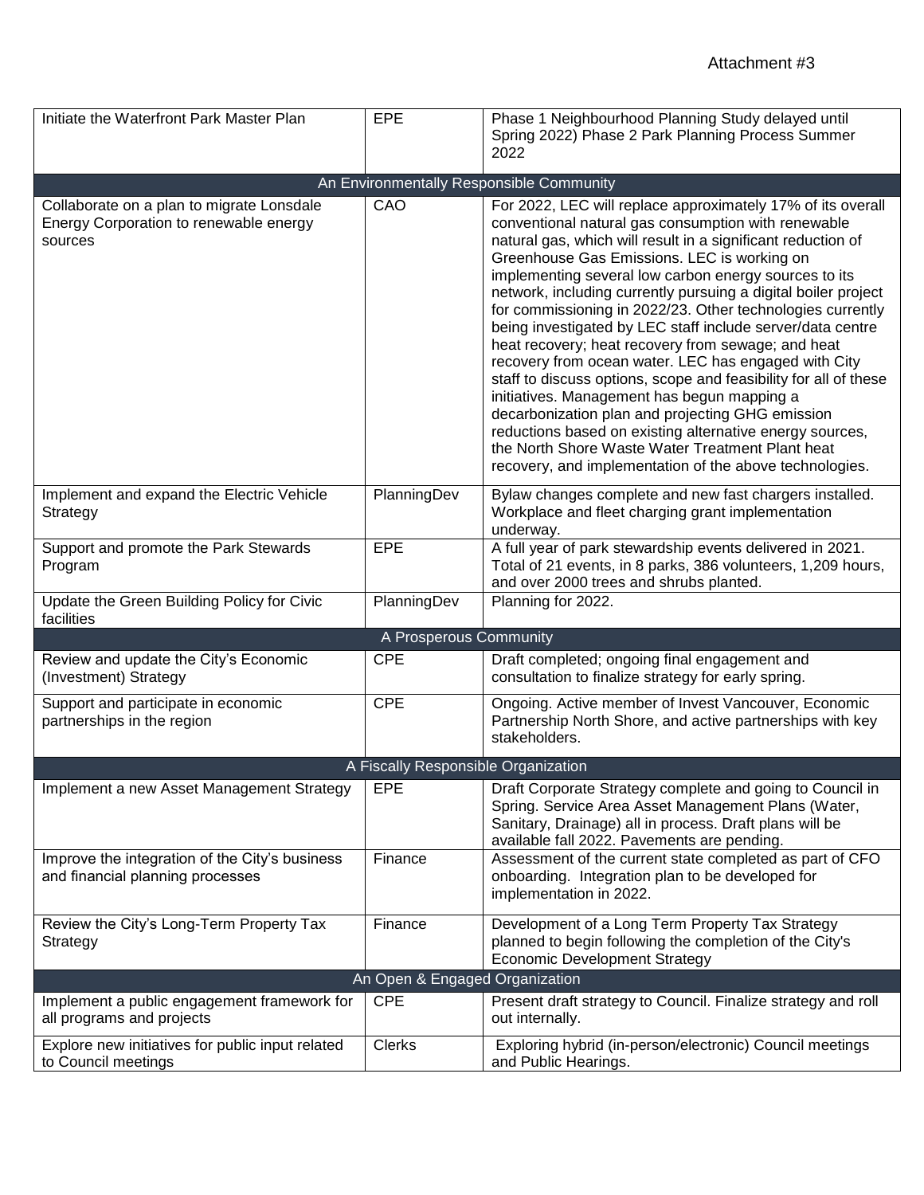Attachment #3

| Initiate the Waterfront Park Master Plan | EPE | Phase 1 Neighbourhood Planning Study delayed until Spring 2022) Phase 2 Park Planning Process Summer 2022 |
|---|---|---|
| **An Environmentally Responsible Community** | | |
| Collaborate on a plan to migrate Lonsdale Energy Corporation to renewable energy sources | CAO | For 2022, LEC will replace approximately 17% of its overall conventional natural gas consumption with renewable natural gas, which will result in a significant reduction of Greenhouse Gas Emissions. LEC is working on implementing several low carbon energy sources to its network, including currently pursuing a digital boiler project for commissioning in 2022/23. Other technologies currently being investigated by LEC staff include server/data centre heat recovery; heat recovery from sewage; and heat recovery from ocean water. LEC has engaged with City staff to discuss options, scope and feasibility for all of these initiatives. Management has begun mapping a decarbonization plan and projecting GHG emission reductions based on existing alternative energy sources, the North Shore Waste Water Treatment Plant heat recovery, and implementation of the above technologies. |
| Implement and expand the Electric Vehicle Strategy | PlanningDev | Bylaw changes complete and new fast chargers installed. Workplace and fleet charging grant implementation underway. |
| Support and promote the Park Stewards Program | EPE | A full year of park stewardship events delivered in 2021. Total of 21 events, in 8 parks, 386 volunteers, 1,209 hours, and over 2000 trees and shrubs planted. |
| Update the Green Building Policy for Civic facilities | PlanningDev | Planning for 2022. |
| **A Prosperous Community** | | |
| Review and update the City's Economic (Investment) Strategy | CPE | Draft completed; ongoing final engagement and consultation to finalize strategy for early spring. |
| Support and participate in economic partnerships in the region | CPE | Ongoing. Active member of Invest Vancouver, Economic Partnership North Shore, and active partnerships with key stakeholders. |
| **A Fiscally Responsible Organization** | | |
| Implement a new Asset Management Strategy | EPE | Draft Corporate Strategy complete and going to Council in Spring. Service Area Asset Management Plans (Water, Sanitary, Drainage) all in process. Draft plans will be available fall 2022. Pavements are pending. |
| Improve the integration of the City's business and financial planning processes | Finance | Assessment of the current state completed as part of CFO onboarding. Integration plan to be developed for implementation in 2022. |
| Review the City's Long-Term Property Tax Strategy | Finance | Development of a Long Term Property Tax Strategy planned to begin following the completion of the City's Economic Development Strategy |
| **An Open & Engaged Organization** | | |
| Implement a public engagement framework for all programs and projects | CPE | Present draft strategy to Council. Finalize strategy and roll out internally. |
| Explore new initiatives for public input related to Council meetings | Clerks | Exploring hybrid (in-person/electronic) Council meetings and Public Hearings. |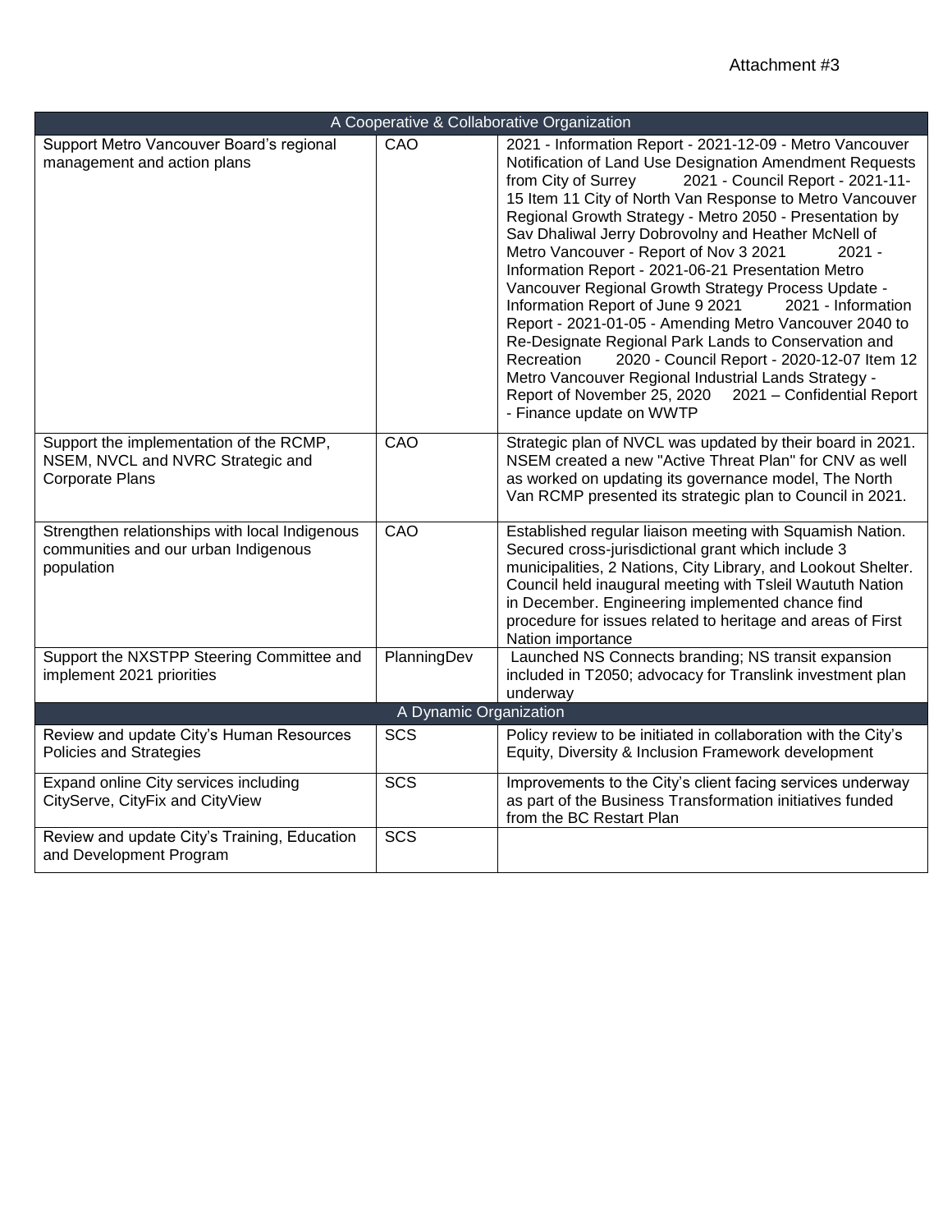Attachment #3

| | | |
|---|---|---|
| A Cooperative & Collaborative Organization | | |
| Support Metro Vancouver Board's regional management and action plans | CAO | 2021 - Information Report - 2021-12-09 - Metro Vancouver Notification of Land Use Designation Amendment Requests from City of Surrey 2021 - Council Report - 2021-11-15 Item 11 City of North Van Response to Metro Vancouver Regional Growth Strategy - Metro 2050 - Presentation by Sav Dhaliwal Jerry Dobrovolny and Heather McNell of Metro Vancouver - Report of Nov 3 2021 2021 - Information Report - 2021-06-21 Presentation Metro Vancouver Regional Growth Strategy Process Update - Information Report of June 9 2021 2021 - Information Report - 2021-01-05 - Amending Metro Vancouver 2040 to Re-Designate Regional Park Lands to Conservation and Recreation 2020 - Council Report - 2020-12-07 Item 12 Metro Vancouver Regional Industrial Lands Strategy - Report of November 25, 2020 2021 – Confidential Report - Finance update on WWTP |
| Support the implementation of the RCMP, NSEM, NVCL and NVRC Strategic and Corporate Plans | CAO | Strategic plan of NVCL was updated by their board in 2021. NSEM created a new "Active Threat Plan" for CNV as well as worked on updating its governance model, The North Van RCMP presented its strategic plan to Council in 2021. |
| Strengthen relationships with local Indigenous communities and our urban Indigenous population | CAO | Established regular liaison meeting with Squamish Nation. Secured cross-jurisdictional grant which include 3 municipalities, 2 Nations, City Library, and Lookout Shelter. Council held inaugural meeting with Tsleil Waututh Nation in December. Engineering implemented chance find procedure for issues related to heritage and areas of First Nation importance |
| Support the NXSTPP Steering Committee and implement 2021 priorities | PlanningDev | Launched NS Connects branding; NS transit expansion included in T2050; advocacy for Translink investment plan underway |
| A Dynamic Organization | | |
| Review and update City's Human Resources Policies and Strategies | SCS | Policy review to be initiated in collaboration with the City's Equity, Diversity & Inclusion Framework development |
| Expand online City services including CityServe, CityFix and CityView | SCS | Improvements to the City's client facing services underway as part of the Business Transformation initiatives funded from the BC Restart Plan |
| Review and update City's Training, Education and Development Program | SCS | |